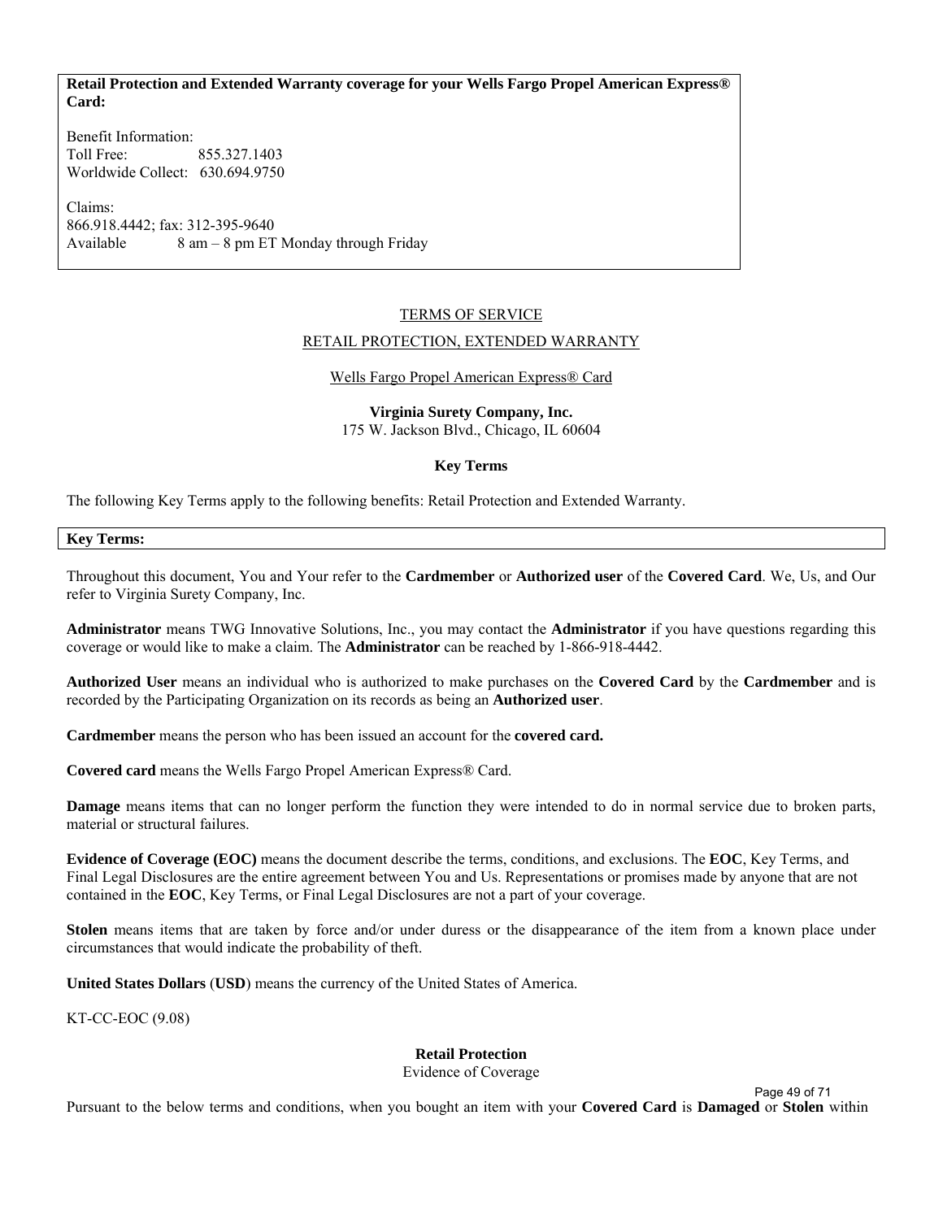**Retail Protection and Extended Warranty coverage for your Wells Fargo Propel American Express® Card:**

Benefit Information:
Toll Free: 855.327.1403
Worldwide Collect: 630.694.9750

Claims:
866.918.4442; fax: 312-395-9640
Available 8 am – 8 pm ET Monday through Friday

TERMS OF SERVICE

RETAIL PROTECTION, EXTENDED WARRANTY

Wells Fargo Propel American Express® Card

**Virginia Surety Company, Inc.**
175 W. Jackson Blvd., Chicago, IL 60604

**Key Terms**

The following Key Terms apply to the following benefits: Retail Protection and Extended Warranty.

**Key Terms:**

Throughout this document, You and Your refer to the **Cardmember** or **Authorized user** of the **Covered Card**. We, Us, and Our refer to Virginia Surety Company, Inc.

**Administrator** means TWG Innovative Solutions, Inc., you may contact the **Administrator** if you have questions regarding this coverage or would like to make a claim. The **Administrator** can be reached by 1-866-918-4442.

**Authorized User** means an individual who is authorized to make purchases on the **Covered Card** by the **Cardmember** and is recorded by the Participating Organization on its records as being an **Authorized user**.

**Cardmember** means the person who has been issued an account for the **covered card.**

**Covered card** means the Wells Fargo Propel American Express® Card.

**Damage** means items that can no longer perform the function they were intended to do in normal service due to broken parts, material or structural failures.

**Evidence of Coverage (EOC)** means the document describe the terms, conditions, and exclusions. The **EOC**, Key Terms, and Final Legal Disclosures are the entire agreement between You and Us. Representations or promises made by anyone that are not contained in the **EOC**, Key Terms, or Final Legal Disclosures are not a part of your coverage.

**Stolen** means items that are taken by force and/or under duress or the disappearance of the item from a known place under circumstances that would indicate the probability of theft.

**United States Dollars** (**USD**) means the currency of the United States of America.

KT-CC-EOC (9.08)

**Retail Protection**
Evidence of Coverage

Pursuant to the below terms and conditions, when you bought an item with your **Covered Card** is **Damaged** or **Stolen** within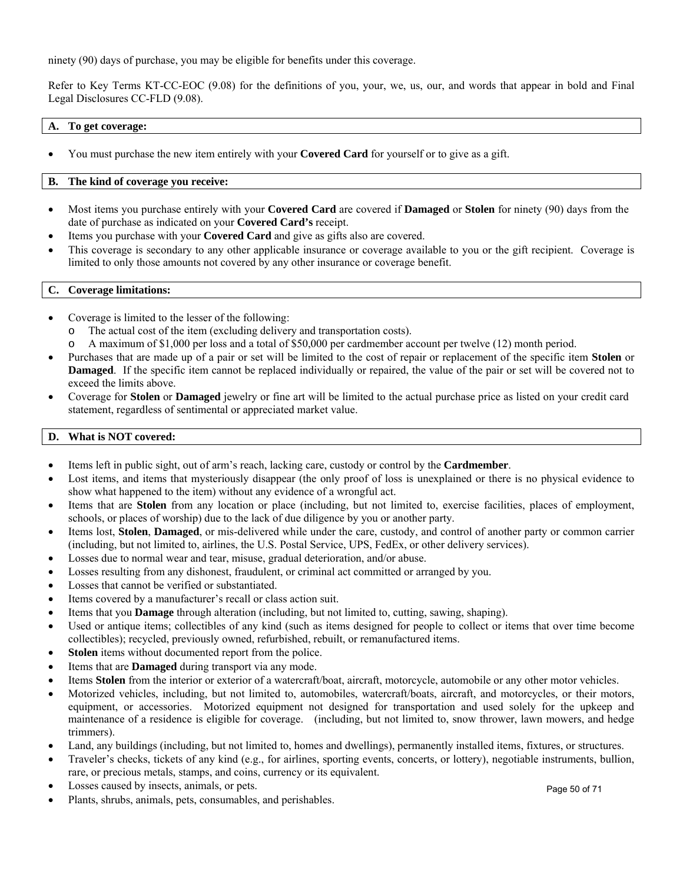ninety (90) days of purchase, you may be eligible for benefits under this coverage.

Refer to Key Terms KT-CC-EOC (9.08) for the definitions of you, your, we, us, our, and words that appear in bold and Final Legal Disclosures CC-FLD (9.08).

### A. To get coverage:

- You must purchase the new item entirely with your **Covered Card** for yourself or to give as a gift.

### B. The kind of coverage you receive:

- Most items you purchase entirely with your **Covered Card** are covered if **Damaged** or **Stolen** for ninety (90) days from the date of purchase as indicated on your **Covered Card's** receipt.
- Items you purchase with your **Covered Card** and give as gifts also are covered.
- This coverage is secondary to any other applicable insurance or coverage available to you or the gift recipient. Coverage is limited to only those amounts not covered by any other insurance or coverage benefit.

### C. Coverage limitations:

- Coverage is limited to the lesser of the following:
  - The actual cost of the item (excluding delivery and transportation costs).
  - A maximum of $1,000 per loss and a total of $50,000 per cardmember account per twelve (12) month period.
- Purchases that are made up of a pair or set will be limited to the cost of repair or replacement of the specific item **Stolen** or **Damaged**. If the specific item cannot be replaced individually or repaired, the value of the pair or set will be covered not to exceed the limits above.
- Coverage for **Stolen** or **Damaged** jewelry or fine art will be limited to the actual purchase price as listed on your credit card statement, regardless of sentimental or appreciated market value.

### D. What is NOT covered:

- Items left in public sight, out of arm's reach, lacking care, custody or control by the **Cardmember**.
- Lost items, and items that mysteriously disappear (the only proof of loss is unexplained or there is no physical evidence to show what happened to the item) without any evidence of a wrongful act.
- Items that are **Stolen** from any location or place (including, but not limited to, exercise facilities, places of employment, schools, or places of worship) due to the lack of due diligence by you or another party.
- Items lost, **Stolen**, **Damaged**, or mis-delivered while under the care, custody, and control of another party or common carrier (including, but not limited to, airlines, the U.S. Postal Service, UPS, FedEx, or other delivery services).
- Losses due to normal wear and tear, misuse, gradual deterioration, and/or abuse.
- Losses resulting from any dishonest, fraudulent, or criminal act committed or arranged by you.
- Losses that cannot be verified or substantiated.
- Items covered by a manufacturer's recall or class action suit.
- Items that you **Damage** through alteration (including, but not limited to, cutting, sawing, shaping).
- Used or antique items; collectibles of any kind (such as items designed for people to collect or items that over time become collectibles); recycled, previously owned, refurbished, rebuilt, or remanufactured items.
- **Stolen** items without documented report from the police.
- Items that are **Damaged** during transport via any mode.
- Items **Stolen** from the interior or exterior of a watercraft/boat, aircraft, motorcycle, automobile or any other motor vehicles.
- Motorized vehicles, including, but not limited to, automobiles, watercraft/boats, aircraft, and motorcycles, or their motors, equipment, or accessories. Motorized equipment not designed for transportation and used solely for the upkeep and maintenance of a residence is eligible for coverage. (including, but not limited to, snow thrower, lawn mowers, and hedge trimmers).
- Land, any buildings (including, but not limited to, homes and dwellings), permanently installed items, fixtures, or structures.
- Traveler's checks, tickets of any kind (e.g., for airlines, sporting events, concerts, or lottery), negotiable instruments, bullion, rare, or precious metals, stamps, and coins, currency or its equivalent.
- Losses caused by insects, animals, or pets.
- Plants, shrubs, animals, pets, consumables, and perishables.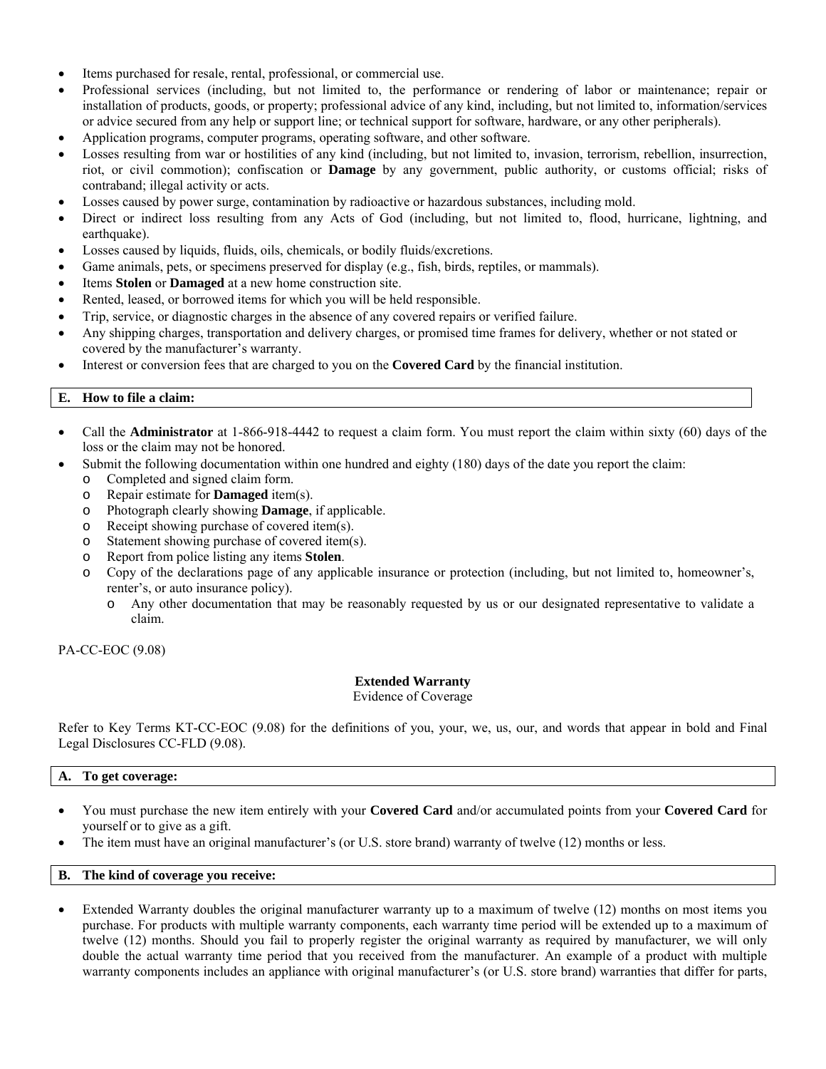- Items purchased for resale, rental, professional, or commercial use.
- Professional services (including, but not limited to, the performance or rendering of labor or maintenance; repair or installation of products, goods, or property; professional advice of any kind, including, but not limited to, information/services or advice secured from any help or support line; or technical support for software, hardware, or any other peripherals).
- Application programs, computer programs, operating software, and other software.
- Losses resulting from war or hostilities of any kind (including, but not limited to, invasion, terrorism, rebellion, insurrection, riot, or civil commotion); confiscation or **Damage** by any government, public authority, or customs official; risks of contraband; illegal activity or acts.
- Losses caused by power surge, contamination by radioactive or hazardous substances, including mold.
- Direct or indirect loss resulting from any Acts of God (including, but not limited to, flood, hurricane, lightning, and earthquake).
- Losses caused by liquids, fluids, oils, chemicals, or bodily fluids/excretions.
- Game animals, pets, or specimens preserved for display (e.g., fish, birds, reptiles, or mammals).
- Items **Stolen** or **Damaged** at a new home construction site.
- Rented, leased, or borrowed items for which you will be held responsible.
- Trip, service, or diagnostic charges in the absence of any covered repairs or verified failure.
- Any shipping charges, transportation and delivery charges, or promised time frames for delivery, whether or not stated or covered by the manufacturer's warranty.
- Interest or conversion fees that are charged to you on the **Covered Card** by the financial institution.

### E. How to file a claim:

- Call the **Administrator** at 1-866-918-4442 to request a claim form. You must report the claim within sixty (60) days of the loss or the claim may not be honored.
- Submit the following documentation within one hundred and eighty (180) days of the date you report the claim:
  - Completed and signed claim form.
  - Repair estimate for **Damaged** item(s).
  - Photograph clearly showing **Damage**, if applicable.
  - Receipt showing purchase of covered item(s).
  - Statement showing purchase of covered item(s).
  - Report from police listing any items **Stolen**.
  - Copy of the declarations page of any applicable insurance or protection (including, but not limited to, homeowner's, renter's, or auto insurance policy).
    - Any other documentation that may be reasonably requested by us or our designated representative to validate a claim.

PA-CC-EOC (9.08)

## Extended Warranty

Evidence of Coverage

Refer to Key Terms KT-CC-EOC (9.08) for the definitions of you, your, we, us, our, and words that appear in bold and Final Legal Disclosures CC-FLD (9.08).

### A. To get coverage:

- You must purchase the new item entirely with your **Covered Card** and/or accumulated points from your **Covered Card** for yourself or to give as a gift.
- The item must have an original manufacturer's (or U.S. store brand) warranty of twelve (12) months or less.

### B. The kind of coverage you receive:

- Extended Warranty doubles the original manufacturer warranty up to a maximum of twelve (12) months on most items you purchase. For products with multiple warranty components, each warranty time period will be extended up to a maximum of twelve (12) months. Should you fail to properly register the original warranty as required by manufacturer, we will only double the actual warranty time period that you received from the manufacturer. An example of a product with multiple warranty components includes an appliance with original manufacturer's (or U.S. store brand) warranties that differ for parts,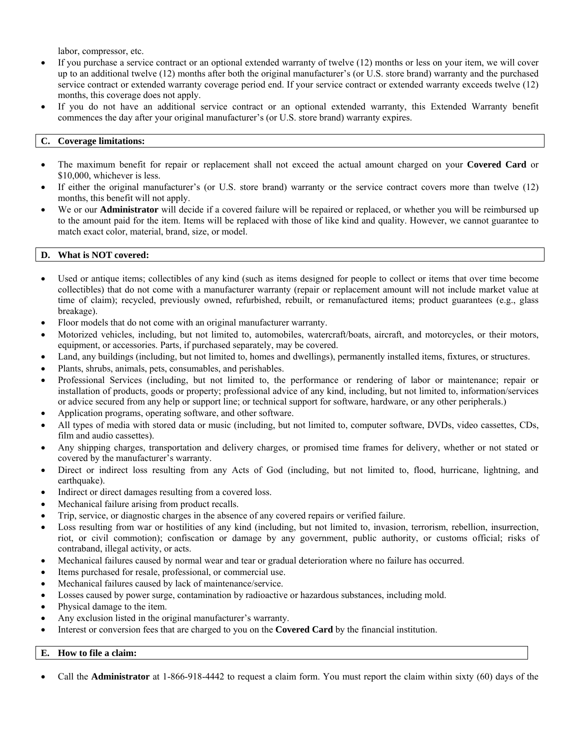labor, compressor, etc.

- If you purchase a service contract or an optional extended warranty of twelve (12) months or less on your item, we will cover up to an additional twelve (12) months after both the original manufacturer's (or U.S. store brand) warranty and the purchased service contract or extended warranty coverage period end. If your service contract or extended warranty exceeds twelve (12) months, this coverage does not apply.
- If you do not have an additional service contract or an optional extended warranty, this Extended Warranty benefit commences the day after your original manufacturer's (or U.S. store brand) warranty expires.

## C. Coverage limitations:

- The maximum benefit for repair or replacement shall not exceed the actual amount charged on your **Covered Card** or $10,000, whichever is less.
- If either the original manufacturer's (or U.S. store brand) warranty or the service contract covers more than twelve (12) months, this benefit will not apply.
- We or our **Administrator** will decide if a covered failure will be repaired or replaced, or whether you will be reimbursed up to the amount paid for the item. Items will be replaced with those of like kind and quality. However, we cannot guarantee to match exact color, material, brand, size, or model.

## D. What is NOT covered:

- Used or antique items; collectibles of any kind (such as items designed for people to collect or items that over time become collectibles) that do not come with a manufacturer warranty (repair or replacement amount will not include market value at time of claim); recycled, previously owned, refurbished, rebuilt, or remanufactured items; product guarantees (e.g., glass breakage).
- Floor models that do not come with an original manufacturer warranty.
- Motorized vehicles, including, but not limited to, automobiles, watercraft/boats, aircraft, and motorcycles, or their motors, equipment, or accessories. Parts, if purchased separately, may be covered.
- Land, any buildings (including, but not limited to, homes and dwellings), permanently installed items, fixtures, or structures.
- Plants, shrubs, animals, pets, consumables, and perishables.
- Professional Services (including, but not limited to, the performance or rendering of labor or maintenance; repair or installation of products, goods or property; professional advice of any kind, including, but not limited to, information/services or advice secured from any help or support line; or technical support for software, hardware, or any other peripherals.)
- Application programs, operating software, and other software.
- All types of media with stored data or music (including, but not limited to, computer software, DVDs, video cassettes, CDs, film and audio cassettes).
- Any shipping charges, transportation and delivery charges, or promised time frames for delivery, whether or not stated or covered by the manufacturer's warranty.
- Direct or indirect loss resulting from any Acts of God (including, but not limited to, flood, hurricane, lightning, and earthquake).
- Indirect or direct damages resulting from a covered loss.
- Mechanical failure arising from product recalls.
- Trip, service, or diagnostic charges in the absence of any covered repairs or verified failure.
- Loss resulting from war or hostilities of any kind (including, but not limited to, invasion, terrorism, rebellion, insurrection, riot, or civil commotion); confiscation or damage by any government, public authority, or customs official; risks of contraband, illegal activity, or acts.
- Mechanical failures caused by normal wear and tear or gradual deterioration where no failure has occurred.
- Items purchased for resale, professional, or commercial use.
- Mechanical failures caused by lack of maintenance/service.
- Losses caused by power surge, contamination by radioactive or hazardous substances, including mold.
- Physical damage to the item.
- Any exclusion listed in the original manufacturer's warranty.
- Interest or conversion fees that are charged to you on the **Covered Card** by the financial institution.

## E. How to file a claim:

- Call the **Administrator** at 1-866-918-4442 to request a claim form. You must report the claim within sixty (60) days of the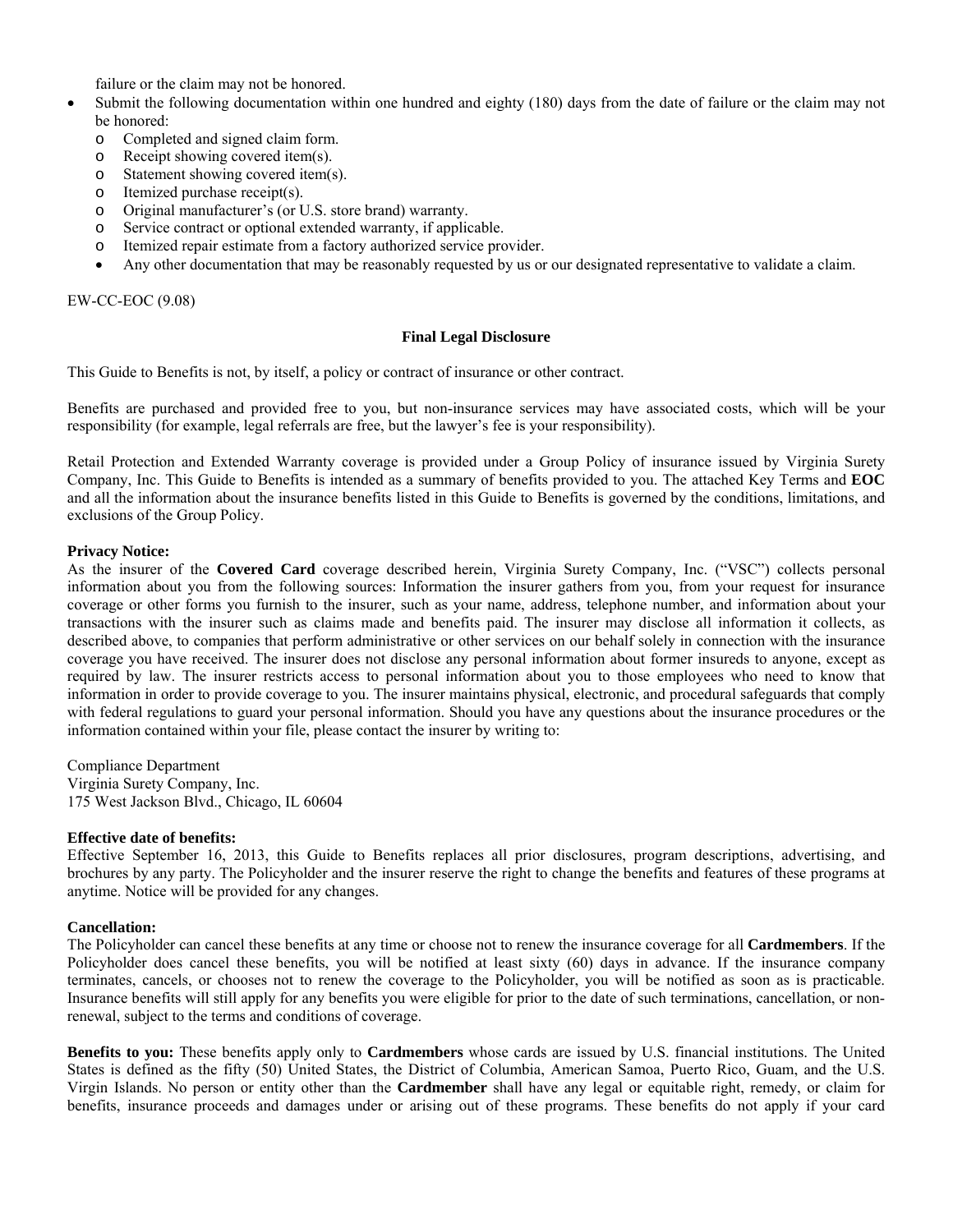failure or the claim may not be honored.

- Submit the following documentation within one hundred and eighty (180) days from the date of failure or the claim may not be honored:
  - Completed and signed claim form.
  - Receipt showing covered item(s).
  - Statement showing covered item(s).
  - Itemized purchase receipt(s).
  - Original manufacturer's (or U.S. store brand) warranty.
  - Service contract or optional extended warranty, if applicable.
  - Itemized repair estimate from a factory authorized service provider.
  - Any other documentation that may be reasonably requested by us or our designated representative to validate a claim.

EW-CC-EOC (9.08)

**Final Legal Disclosure**

This Guide to Benefits is not, by itself, a policy or contract of insurance or other contract.

Benefits are purchased and provided free to you, but non-insurance services may have associated costs, which will be your responsibility (for example, legal referrals are free, but the lawyer's fee is your responsibility).

Retail Protection and Extended Warranty coverage is provided under a Group Policy of insurance issued by Virginia Surety Company, Inc. This Guide to Benefits is intended as a summary of benefits provided to you. The attached Key Terms and **EOC** and all the information about the insurance benefits listed in this Guide to Benefits is governed by the conditions, limitations, and exclusions of the Group Policy.

**Privacy Notice:**
As the insurer of the **Covered Card** coverage described herein, Virginia Surety Company, Inc. ("VSC") collects personal information about you from the following sources: Information the insurer gathers from you, from your request for insurance coverage or other forms you furnish to the insurer, such as your name, address, telephone number, and information about your transactions with the insurer such as claims made and benefits paid. The insurer may disclose all information it collects, as described above, to companies that perform administrative or other services on our behalf solely in connection with the insurance coverage you have received. The insurer does not disclose any personal information about former insureds to anyone, except as required by law. The insurer restricts access to personal information about you to those employees who need to know that information in order to provide coverage to you. The insurer maintains physical, electronic, and procedural safeguards that comply with federal regulations to guard your personal information. Should you have any questions about the insurance procedures or the information contained within your file, please contact the insurer by writing to:

Compliance Department
Virginia Surety Company, Inc.
175 West Jackson Blvd., Chicago, IL 60604

**Effective date of benefits:**
Effective September 16, 2013, this Guide to Benefits replaces all prior disclosures, program descriptions, advertising, and brochures by any party. The Policyholder and the insurer reserve the right to change the benefits and features of these programs at anytime. Notice will be provided for any changes.

**Cancellation:**
The Policyholder can cancel these benefits at any time or choose not to renew the insurance coverage for all **Cardmembers**. If the Policyholder does cancel these benefits, you will be notified at least sixty (60) days in advance. If the insurance company terminates, cancels, or chooses not to renew the coverage to the Policyholder, you will be notified as soon as is practicable. Insurance benefits will still apply for any benefits you were eligible for prior to the date of such terminations, cancellation, or non-renewal, subject to the terms and conditions of coverage.

**Benefits to you:** These benefits apply only to **Cardmembers** whose cards are issued by U.S. financial institutions. The United States is defined as the fifty (50) United States, the District of Columbia, American Samoa, Puerto Rico, Guam, and the U.S. Virgin Islands. No person or entity other than the **Cardmember** shall have any legal or equitable right, remedy, or claim for benefits, insurance proceeds and damages under or arising out of these programs. These benefits do not apply if your card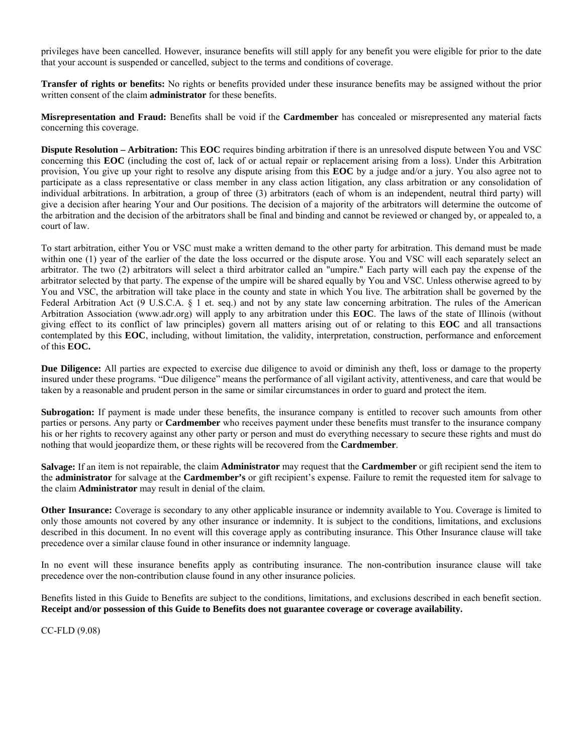privileges have been cancelled. However, insurance benefits will still apply for any benefit you were eligible for prior to the date that your account is suspended or cancelled, subject to the terms and conditions of coverage.

**Transfer of rights or benefits:** No rights or benefits provided under these insurance benefits may be assigned without the prior written consent of the claim **administrator** for these benefits.

**Misrepresentation and Fraud:** Benefits shall be void if the **Cardmember** has concealed or misrepresented any material facts concerning this coverage.

**Dispute Resolution – Arbitration:** This **EOC** requires binding arbitration if there is an unresolved dispute between You and VSC concerning this **EOC** (including the cost of, lack of or actual repair or replacement arising from a loss). Under this Arbitration provision, You give up your right to resolve any dispute arising from this **EOC** by a judge and/or a jury. You also agree not to participate as a class representative or class member in any class action litigation, any class arbitration or any consolidation of individual arbitrations. In arbitration, a group of three (3) arbitrators (each of whom is an independent, neutral third party) will give a decision after hearing Your and Our positions. The decision of a majority of the arbitrators will determine the outcome of the arbitration and the decision of the arbitrators shall be final and binding and cannot be reviewed or changed by, or appealed to, a court of law.

To start arbitration, either You or VSC must make a written demand to the other party for arbitration. This demand must be made within one (1) year of the earlier of the date the loss occurred or the dispute arose. You and VSC will each separately select an arbitrator. The two (2) arbitrators will select a third arbitrator called an "umpire." Each party will each pay the expense of the arbitrator selected by that party. The expense of the umpire will be shared equally by You and VSC. Unless otherwise agreed to by You and VSC, the arbitration will take place in the county and state in which You live. The arbitration shall be governed by the Federal Arbitration Act (9 U.S.C.A. § 1 et. seq.) and not by any state law concerning arbitration. The rules of the American Arbitration Association (www.adr.org) will apply to any arbitration under this **EOC**. The laws of the state of Illinois (without giving effect to its conflict of law principles) govern all matters arising out of or relating to this **EOC** and all transactions contemplated by this **EOC**, including, without limitation, the validity, interpretation, construction, performance and enforcement of this **EOC.**

**Due Diligence:** All parties are expected to exercise due diligence to avoid or diminish any theft, loss or damage to the property insured under these programs. “Due diligence” means the performance of all vigilant activity, attentiveness, and care that would be taken by a reasonable and prudent person in the same or similar circumstances in order to guard and protect the item.

**Subrogation:** If payment is made under these benefits, the insurance company is entitled to recover such amounts from other parties or persons. Any party or **Cardmember** who receives payment under these benefits must transfer to the insurance company his or her rights to recovery against any other party or person and must do everything necessary to secure these rights and must do nothing that would jeopardize them, or these rights will be recovered from the **Cardmember**.

**Salvage:** If an item is not repairable, the claim **Administrator** may request that the **Cardmember** or gift recipient send the item to the **administrator** for salvage at the **Cardmember’s** or gift recipient’s expense. Failure to remit the requested item for salvage to the claim **Administrator** may result in denial of the claim.

**Other Insurance:** Coverage is secondary to any other applicable insurance or indemnity available to You. Coverage is limited to only those amounts not covered by any other insurance or indemnity. It is subject to the conditions, limitations, and exclusions described in this document. In no event will this coverage apply as contributing insurance. This Other Insurance clause will take precedence over a similar clause found in other insurance or indemnity language.

In no event will these insurance benefits apply as contributing insurance. The non-contribution insurance clause will take precedence over the non-contribution clause found in any other insurance policies.

Benefits listed in this Guide to Benefits are subject to the conditions, limitations, and exclusions described in each benefit section. **Receipt and/or possession of this Guide to Benefits does not guarantee coverage or coverage availability.**

CC-FLD (9.08)